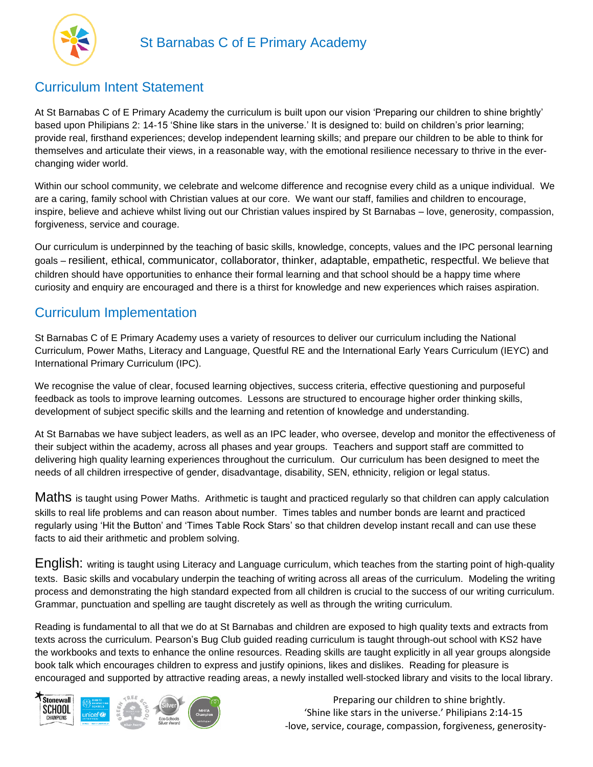# St Barnabas C of E Primary Academy

## Curriculum Intent Statement

At St Barnabas C of E Primary Academy the curriculum is built upon our vision 'Preparing our children to shine brightly' based upon Philipians 2: 14-15 'Shine like stars in the universe.' It is designed to: build on children's prior learning; provide real, firsthand experiences; develop independent learning skills; and prepare our children to be able to think for themselves and articulate their views, in a reasonable way, with the emotional resilience necessary to thrive in the ever-changing wider world.

Within our school community, we celebrate and welcome difference and recognise every child as a unique individual. We are a caring, family school with Christian values at our core. We want our staff, families and children to encourage, inspire, believe and achieve whilst living out our Christian values inspired by St Barnabas – love, generosity, compassion, forgiveness, service and courage.

Our curriculum is underpinned by the teaching of basic skills, knowledge, concepts, values and the IPC personal learning goals – resilient, ethical, communicator, collaborator, thinker, adaptable, empathetic, respectful. We believe that children should have opportunities to enhance their formal learning and that school should be a happy time where curiosity and enquiry are encouraged and there is a thirst for knowledge and new experiences which raises aspiration.

## Curriculum Implementation

St Barnabas C of E Primary Academy uses a variety of resources to deliver our curriculum including the National Curriculum, Power Maths, Literacy and Language, Questful RE and the International Early Years Curriculum (IEYC) and International Primary Curriculum (IPC).

We recognise the value of clear, focused learning objectives, success criteria, effective questioning and purposeful feedback as tools to improve learning outcomes. Lessons are structured to encourage higher order thinking skills, development of subject specific skills and the learning and retention of knowledge and understanding.

At St Barnabas we have subject leaders, as well as an IPC leader, who oversee, develop and monitor the effectiveness of their subject within the academy, across all phases and year groups. Teachers and support staff are committed to delivering high quality learning experiences throughout the curriculum. Our curriculum has been designed to meet the needs of all children irrespective of gender, disadvantage, disability, SEN, ethnicity, religion or legal status.

**Maths** is taught using Power Maths. Arithmetic is taught and practiced regularly so that children can apply calculation skills to real life problems and can reason about number. Times tables and number bonds are learnt and practiced regularly using 'Hit the Button' and 'Times Table Rock Stars' so that children develop instant recall and can use these facts to aid their arithmetic and problem solving.

**English:** writing is taught using Literacy and Language curriculum, which teaches from the starting point of high-quality texts. Basic skills and vocabulary underpin the teaching of writing across all areas of the curriculum. Modeling the writing process and demonstrating the high standard expected from all children is crucial to the success of our writing curriculum. Grammar, punctuation and spelling are taught discretely as well as through the writing curriculum.

Reading is fundamental to all that we do at St Barnabas and children are exposed to high quality texts and extracts from texts across the curriculum. Pearson's Bug Club guided reading curriculum is taught through-out school with KS2 have the workbooks and texts to enhance the online resources. Reading skills are taught explicitly in all year groups alongside book talk which encourages children to express and justify opinions, likes and dislikes. Reading for pleasure is encouraged and supported by attractive reading areas, a newly installed well-stocked library and visits to the local library.

Preparing our children to shine brightly.
'Shine like stars in the universe.' Philipians 2:14-15
-love, service, courage, compassion, forgiveness, generosity-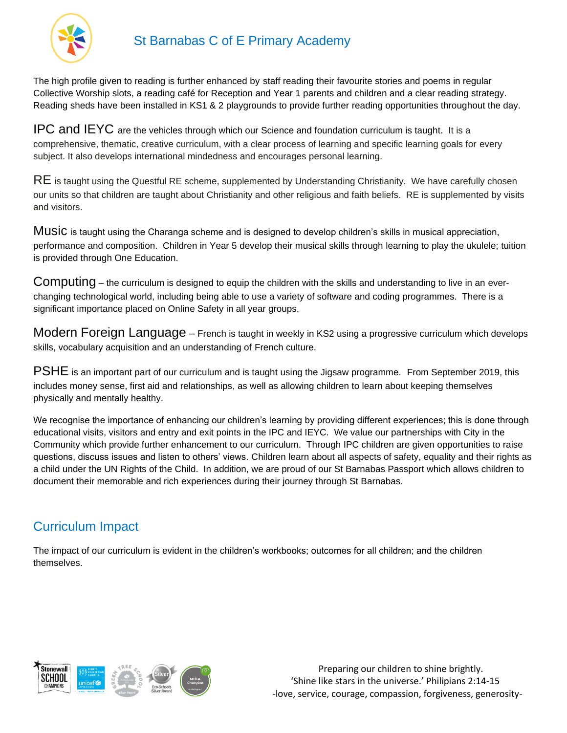The high profile given to reading is further enhanced by staff reading their favourite stories and poems in regular Collective Worship slots, a reading café for Reception and Year 1 parents and children and a clear reading strategy. Reading sheds have been installed in KS1 & 2 playgrounds to provide further reading opportunities throughout the day.

IPC and IEYC are the vehicles through which our Science and foundation curriculum is taught. It is a comprehensive, thematic, creative curriculum, with a clear process of learning and specific learning goals for every subject. It also develops international mindedness and encourages personal learning.

RE is taught using the Questful RE scheme, supplemented by Understanding Christianity. We have carefully chosen our units so that children are taught about Christianity and other religious and faith beliefs. RE is supplemented by visits and visitors.

Music is taught using the Charanga scheme and is designed to develop children's skills in musical appreciation, performance and composition. Children in Year 5 develop their musical skills through learning to play the ukulele; tuition is provided through One Education.

Computing – the curriculum is designed to equip the children with the skills and understanding to live in an ever-changing technological world, including being able to use a variety of software and coding programmes. There is a significant importance placed on Online Safety in all year groups.

Modern Foreign Language – French is taught in weekly in KS2 using a progressive curriculum which develops skills, vocabulary acquisition and an understanding of French culture.

PSHE is an important part of our curriculum and is taught using the Jigsaw programme. From September 2019, this includes money sense, first aid and relationships, as well as allowing children to learn about keeping themselves physically and mentally healthy.

We recognise the importance of enhancing our children's learning by providing different experiences; this is done through educational visits, visitors and entry and exit points in the IPC and IEYC. We value our partnerships with City in the Community which provide further enhancement to our curriculum. Through IPC children are given opportunities to raise questions, discuss issues and listen to others' views. Children learn about all aspects of safety, equality and their rights as a child under the UN Rights of the Child. In addition, we are proud of our St Barnabas Passport which allows children to document their memorable and rich experiences during their journey through St Barnabas.

## Curriculum Impact

The impact of our curriculum is evident in the children's workbooks; outcomes for all children; and the children themselves.